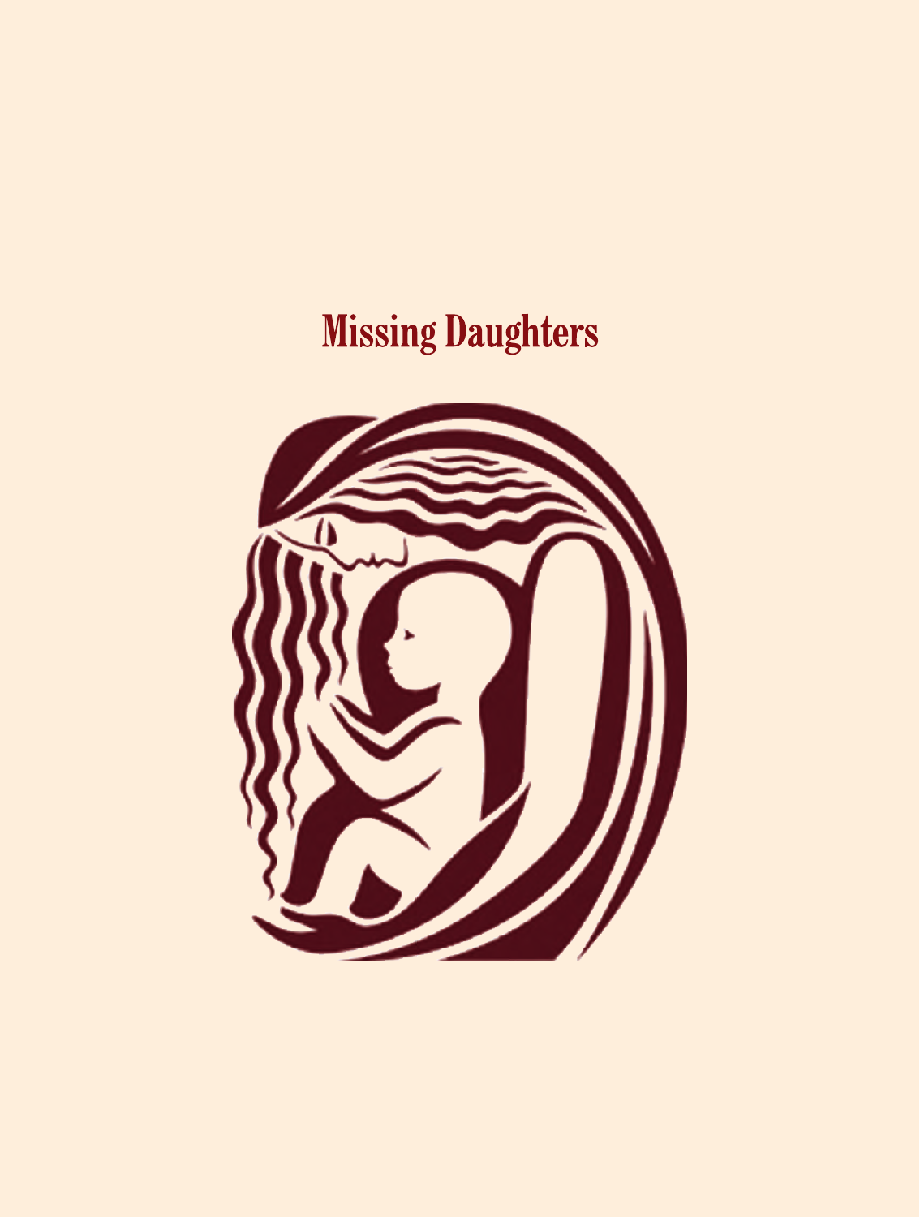# Missing Daughters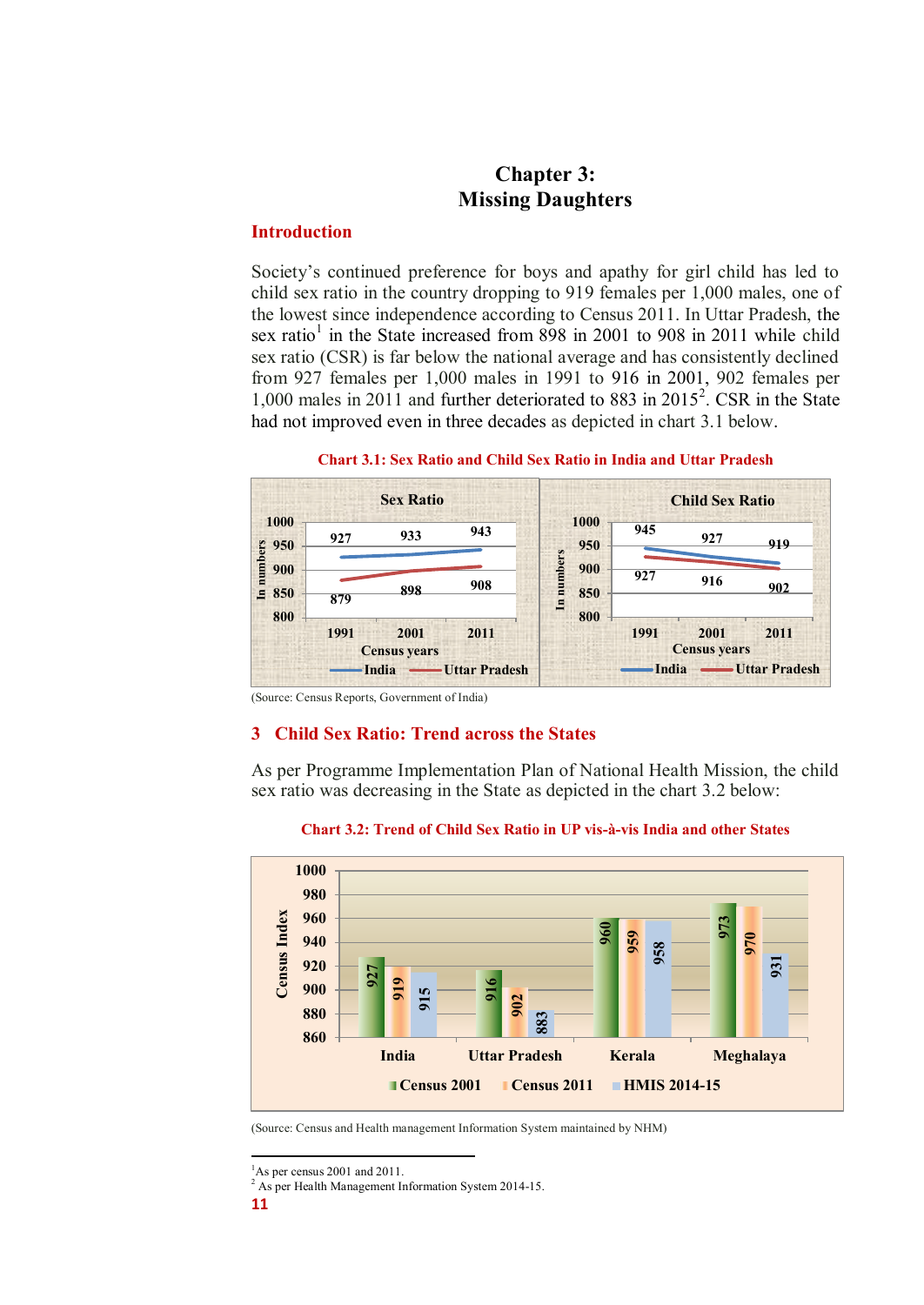# Chapter 3:
# Missing Daughters

## Introduction

Society's continued preference for boys and apathy for girl child has led to child sex ratio in the country dropping to 919 females per 1,000 males, one of the lowest since independence according to Census 2011. In Uttar Pradesh, the sex ratio[1] in the State increased from 898 in 2001 to 908 in 2011 while child sex ratio (CSR) is far below the national average and has consistently declined from 927 females per 1,000 males in 1991 to 916 in 2001, 902 females per 1,000 males in 2011 and further deteriorated to 883 in 2015[2]. CSR in the State had not improved even in three decades as depicted in chart 3.1 below.

**Chart 3.1: Sex Ratio and Child Sex Ratio in India and Uttar Pradesh**

Sex Ratio

| Census years | India | Uttar Pradesh |
|---|---|---|
| 1991 | 927 | 879 |
| 2001 | 933 | 898 |
| 2011 | 943 | 908 |

Child Sex Ratio

| Census years | India | Uttar Pradesh |
|---|---|---|
| 1991 | 945 | 927 |
| 2001 | 927 | 916 |
| 2011 | 919 | 902 |

(Source: Census Reports, Government of India)

## 3 Child Sex Ratio: Trend across the States

As per Programme Implementation Plan of National Health Mission, the child sex ratio was decreasing in the State as depicted in the chart 3.2 below:

**Chart 3.2: Trend of Child Sex Ratio in UP vis-à-vis India and other States**

| | Census 2001 | Census 2011 | HMIS 2014-15 |
|---|---|---|---|
| India | 927 | 919 | 915 |
| Uttar Pradesh | 916 | 902 | 883 |
| Kerala | 960 | 959 | 958 |
| Meghalaya | 973 | 970 | 931 |

(Source: Census and Health management Information System maintained by NHM)

---

[1] As per census 2001 and 2011.

[2] As per Health Management Information System 2014-15.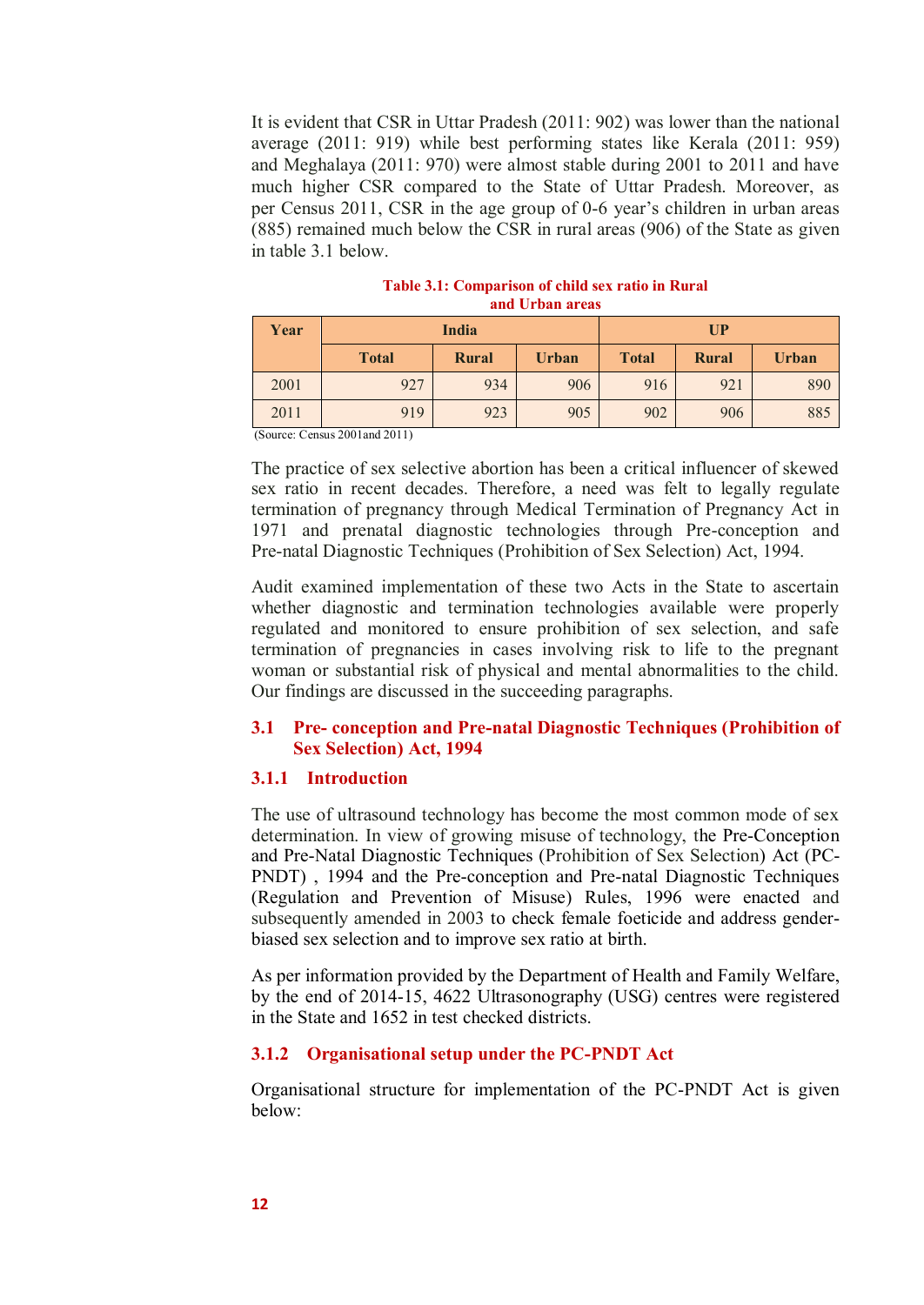It is evident that CSR in Uttar Pradesh (2011: 902) was lower than the national average (2011: 919) while best performing states like Kerala (2011: 959) and Meghalaya (2011: 970) were almost stable during 2001 to 2011 and have much higher CSR compared to the State of Uttar Pradesh. Moreover, as per Census 2011, CSR in the age group of 0-6 year's children in urban areas (885) remained much below the CSR in rural areas (906) of the State as given in table 3.1 below.

**Table 3.1: Comparison of child sex ratio in Rural and Urban areas**

| Year | India | | | UP | | |
|---|---|---|---|---|---|---|
| | Total | Rural | Urban | Total | Rural | Urban |
| 2001 | 927 | 934 | 906 | 916 | 921 | 890 |
| 2011 | 919 | 923 | 905 | 902 | 906 | 885 |

(Source: Census 2001and 2011)

The practice of sex selective abortion has been a critical influencer of skewed sex ratio in recent decades. Therefore, a need was felt to legally regulate termination of pregnancy through Medical Termination of Pregnancy Act in 1971 and prenatal diagnostic technologies through Pre-conception and Pre-natal Diagnostic Techniques (Prohibition of Sex Selection) Act, 1994.

Audit examined implementation of these two Acts in the State to ascertain whether diagnostic and termination technologies available were properly regulated and monitored to ensure prohibition of sex selection, and safe termination of pregnancies in cases involving risk to life to the pregnant woman or substantial risk of physical and mental abnormalities to the child. Our findings are discussed in the succeeding paragraphs.

## 3.1 Pre- conception and Pre-natal Diagnostic Techniques (Prohibition of Sex Selection) Act, 1994

### 3.1.1 Introduction

The use of ultrasound technology has become the most common mode of sex determination. In view of growing misuse of technology, the Pre-Conception and Pre-Natal Diagnostic Techniques (Prohibition of Sex Selection) Act (PC-PNDT) , 1994 and the Pre-conception and Pre-natal Diagnostic Techniques (Regulation and Prevention of Misuse) Rules, 1996 were enacted and subsequently amended in 2003 to check female foeticide and address gender-biased sex selection and to improve sex ratio at birth.

As per information provided by the Department of Health and Family Welfare, by the end of 2014-15, 4622 Ultrasonography (USG) centres were registered in the State and 1652 in test checked districts.

### 3.1.2 Organisational setup under the PC-PNDT Act

Organisational structure for implementation of the PC-PNDT Act is given below: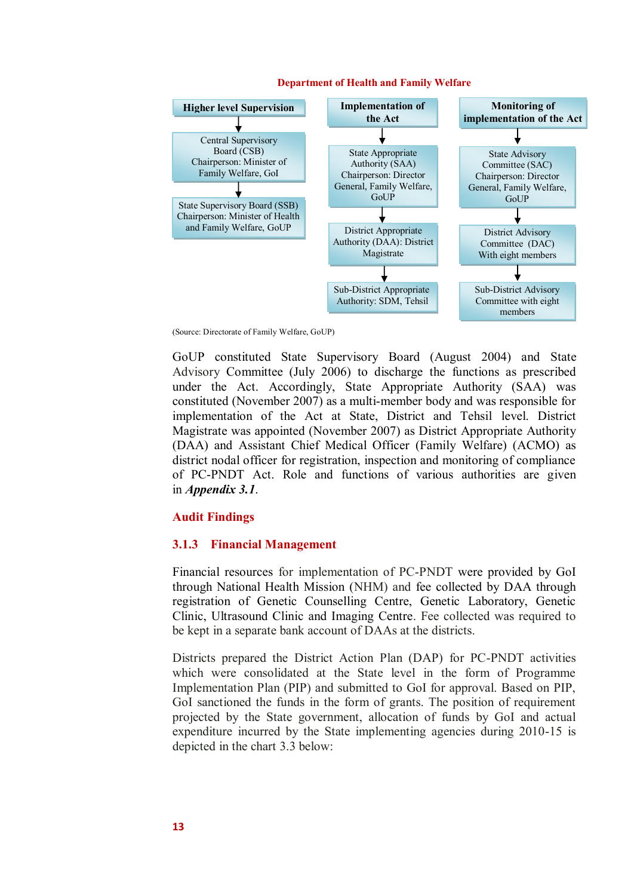**Department of Health and Family Welfare**

| Higher level Supervision | Implementation of the Act | Monitoring of implementation of the Act |
| --- | --- | --- |
| Central Supervisory Board (CSB) Chairperson: Minister of Family Welfare, GoI | State Appropriate Authority (SAA) Chairperson: Director General, Family Welfare, GoUP | State Advisory Committee (SAC) Chairperson: Director General, Family Welfare, GoUP |
| State Supervisory Board (SSB) Chairperson: Minister of Health and Family Welfare, GoUP | District Appropriate Authority (DAA): District Magistrate | District Advisory Committee (DAC) With eight members |
| | Sub-District Appropriate Authority: SDM, Tehsil | Sub-District Advisory Committee with eight members |

(Source: Directorate of Family Welfare, GoUP)

GoUP constituted State Supervisory Board (August 2004) and State Advisory Committee (July 2006) to discharge the functions as prescribed under the Act. Accordingly, State Appropriate Authority (SAA) was constituted (November 2007) as a multi-member body and was responsible for implementation of the Act at State, District and Tehsil level. District Magistrate was appointed (November 2007) as District Appropriate Authority (DAA) and Assistant Chief Medical Officer (Family Welfare) (ACMO) as district nodal officer for registration, inspection and monitoring of compliance of PC-PNDT Act. Role and functions of various authorities are given in ***Appendix 3.1***.

## Audit Findings

### 3.1.3 Financial Management

Financial resources for implementation of PC-PNDT were provided by GoI through National Health Mission (NHM) and fee collected by DAA through registration of Genetic Counselling Centre, Genetic Laboratory, Genetic Clinic, Ultrasound Clinic and Imaging Centre. Fee collected was required to be kept in a separate bank account of DAAs at the districts.

Districts prepared the District Action Plan (DAP) for PC-PNDT activities which were consolidated at the State level in the form of Programme Implementation Plan (PIP) and submitted to GoI for approval. Based on PIP, GoI sanctioned the funds in the form of grants. The position of requirement projected by the State government, allocation of funds by GoI and actual expenditure incurred by the State implementing agencies during 2010-15 is depicted in the chart 3.3 below: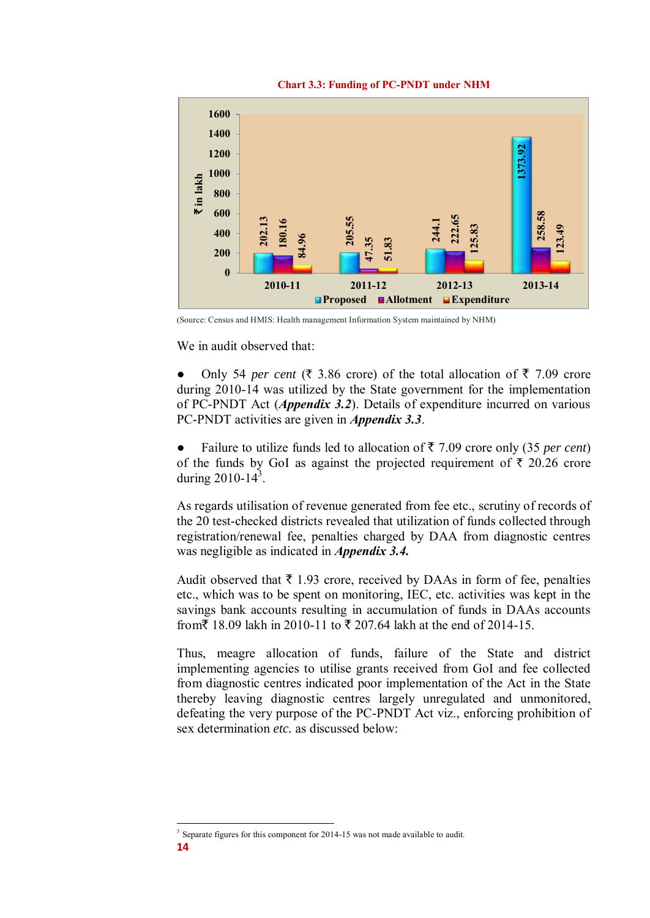**Chart 3.3: Funding of PC-PNDT under NHM**

(₹ in lakh)

| Year | Proposed | Allotment | Expenditure |
|---|---|---|---|
| 2010-11 | 202.13 | 180.16 | 84.96 |
| 2011-12 | 205.55 | 47.35 | 51.83 |
| 2012-13 | 244.1 | 222.65 | 125.83 |
| 2013-14 | 1373.92 | 258.58 | 123.49 |

(Source: Census and HMIS: Health management Information System maintained by NHM)

We in audit observed that:

- Only 54 *per cent* (₹ 3.86 crore) of the total allocation of ₹ 7.09 crore during 2010-14 was utilized by the State government for the implementation of PC-PNDT Act (***Appendix 3.2***). Details of expenditure incurred on various PC-PNDT activities are given in ***Appendix 3.3***.

- Failure to utilize funds led to allocation of ₹ 7.09 crore only (35 *per cent*) of the funds by GoI as against the projected requirement of ₹ 20.26 crore during 2010-14[3].

As regards utilisation of revenue generated from fee etc., scrutiny of records of the 20 test-checked districts revealed that utilization of funds collected through registration/renewal fee, penalties charged by DAA from diagnostic centres was negligible as indicated in ***Appendix 3.4.***

Audit observed that ₹ 1.93 crore, received by DAAs in form of fee, penalties etc., which was to be spent on monitoring, IEC, etc. activities was kept in the savings bank accounts resulting in accumulation of funds in DAAs accounts from₹ 18.09 lakh in 2010-11 to ₹ 207.64 lakh at the end of 2014-15.

Thus, meagre allocation of funds, failure of the State and district implementing agencies to utilise grants received from GoI and fee collected from diagnostic centres indicated poor implementation of the Act in the State thereby leaving diagnostic centres largely unregulated and unmonitored, defeating the very purpose of the PC-PNDT Act viz., enforcing prohibition of sex determination *etc.* as discussed below:

---

[3] Separate figures for this component for 2014-15 was not made available to audit.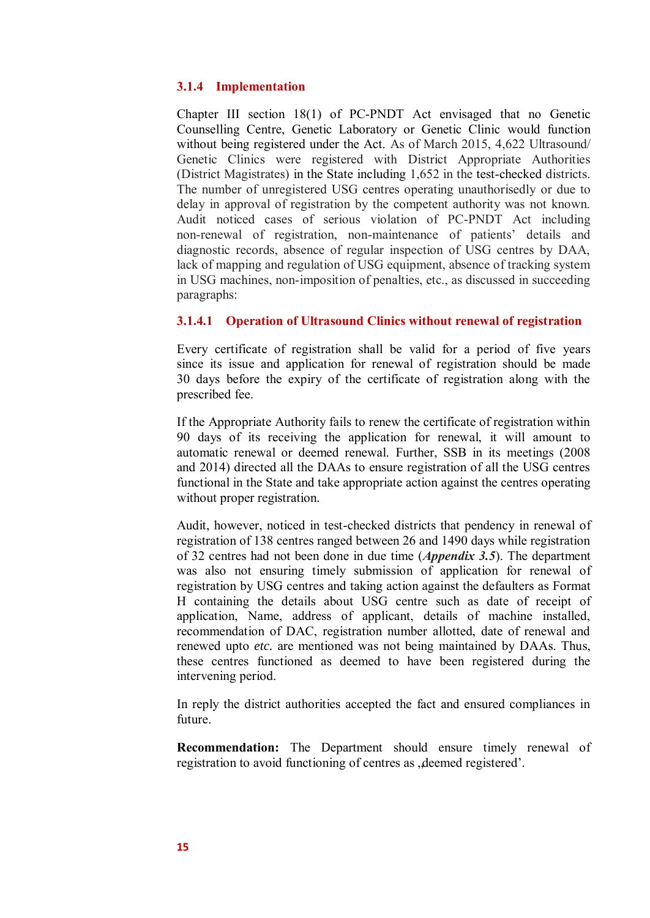### 3.1.4 Implementation

Chapter III section 18(1) of PC-PNDT Act envisaged that no Genetic Counselling Centre, Genetic Laboratory or Genetic Clinic would function without being registered under the Act. As of March 2015, 4,622 Ultrasound/ Genetic Clinics were registered with District Appropriate Authorities (District Magistrates) in the State including 1,652 in the test-checked districts. The number of unregistered USG centres operating unauthorisedly or due to delay in approval of registration by the competent authority was not known. Audit noticed cases of serious violation of PC-PNDT Act including non-renewal of registration, non-maintenance of patients' details and diagnostic records, absence of regular inspection of USG centres by DAA, lack of mapping and regulation of USG equipment, absence of tracking system in USG machines, non-imposition of penalties, etc., as discussed in succeeding paragraphs:

#### 3.1.4.1 Operation of Ultrasound Clinics without renewal of registration

Every certificate of registration shall be valid for a period of five years since its issue and application for renewal of registration should be made 30 days before the expiry of the certificate of registration along with the prescribed fee.

If the Appropriate Authority fails to renew the certificate of registration within 90 days of its receiving the application for renewal, it will amount to automatic renewal or deemed renewal. Further, SSB in its meetings (2008 and 2014) directed all the DAAs to ensure registration of all the USG centres functional in the State and take appropriate action against the centres operating without proper registration.

Audit, however, noticed in test-checked districts that pendency in renewal of registration of 138 centres ranged between 26 and 1490 days while registration of 32 centres had not been done in due time (***Appendix 3.5***). The department was also not ensuring timely submission of application for renewal of registration by USG centres and taking action against the defaulters as Format H containing the details about USG centre such as date of receipt of application, Name, address of applicant, details of machine installed, recommendation of DAC, registration number allotted, date of renewal and renewed upto *etc.* are mentioned was not being maintained by DAAs. Thus, these centres functioned as deemed to have been registered during the intervening period.

In reply the district authorities accepted the fact and ensured compliances in future.

**Recommendation:** The Department should ensure timely renewal of registration to avoid functioning of centres as „deemed registered'.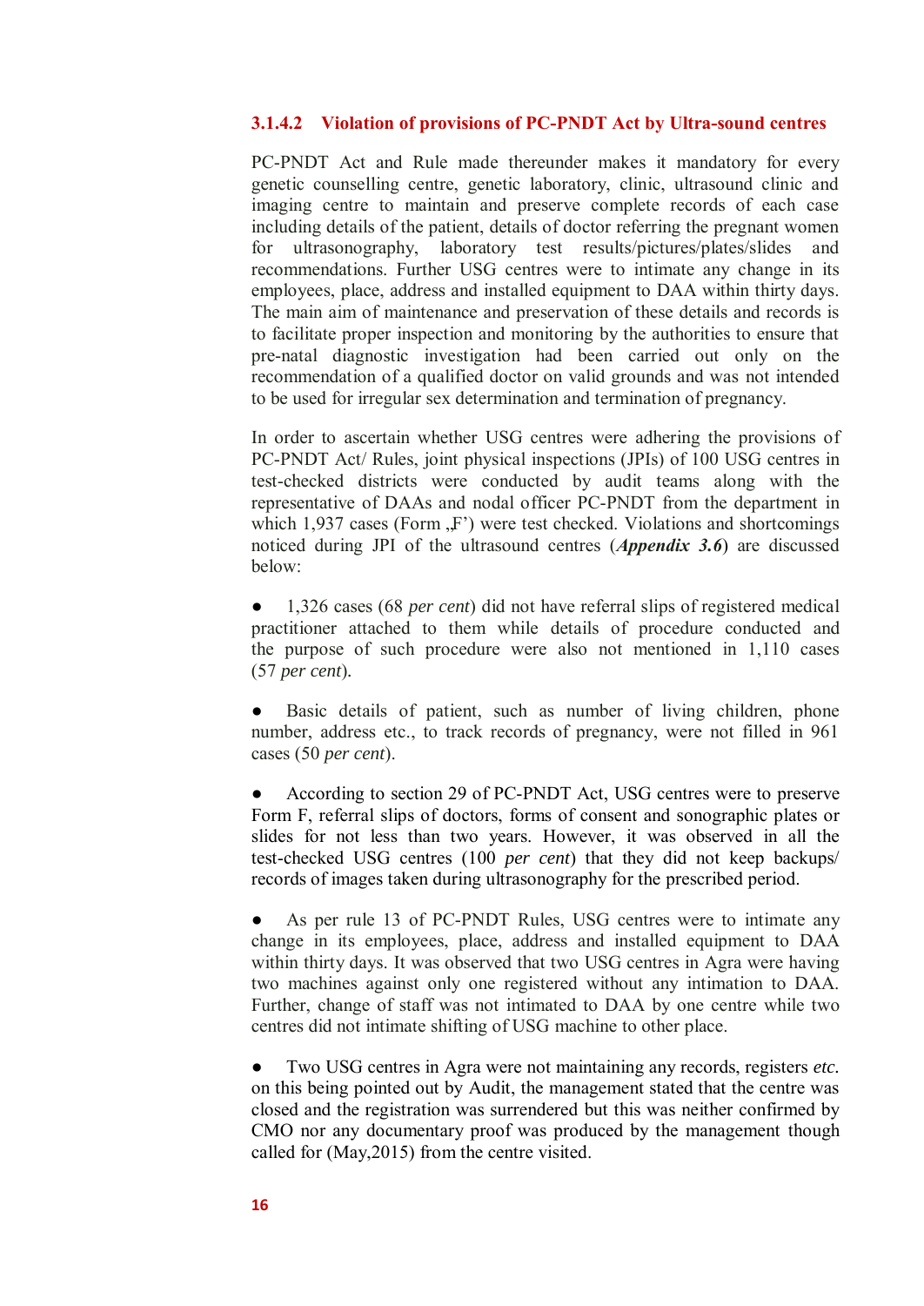### 3.1.4.2 Violation of provisions of PC-PNDT Act by Ultra-sound centres

PC-PNDT Act and Rule made thereunder makes it mandatory for every genetic counselling centre, genetic laboratory, clinic, ultrasound clinic and imaging centre to maintain and preserve complete records of each case including details of the patient, details of doctor referring the pregnant women for ultrasonography, laboratory test results/pictures/plates/slides and recommendations. Further USG centres were to intimate any change in its employees, place, address and installed equipment to DAA within thirty days. The main aim of maintenance and preservation of these details and records is to facilitate proper inspection and monitoring by the authorities to ensure that pre-natal diagnostic investigation had been carried out only on the recommendation of a qualified doctor on valid grounds and was not intended to be used for irregular sex determination and termination of pregnancy.

In order to ascertain whether USG centres were adhering the provisions of PC-PNDT Act/ Rules, joint physical inspections (JPIs) of 100 USG centres in test-checked districts were conducted by audit teams along with the representative of DAAs and nodal officer PC-PNDT from the department in which 1,937 cases (Form „F') were test checked. Violations and shortcomings noticed during JPI of the ultrasound centres (***Appendix 3.6***) are discussed below:

- 1,326 cases (68 *per cent*) did not have referral slips of registered medical practitioner attached to them while details of procedure conducted and the purpose of such procedure were also not mentioned in 1,110 cases (57 *per cent*).

- Basic details of patient, such as number of living children, phone number, address etc., to track records of pregnancy, were not filled in 961 cases (50 *per cent*).

- According to section 29 of PC-PNDT Act, USG centres were to preserve Form F, referral slips of doctors, forms of consent and sonographic plates or slides for not less than two years. However, it was observed in all the test-checked USG centres (100 *per cent*) that they did not keep backups/ records of images taken during ultrasonography for the prescribed period.

- As per rule 13 of PC-PNDT Rules, USG centres were to intimate any change in its employees, place, address and installed equipment to DAA within thirty days. It was observed that two USG centres in Agra were having two machines against only one registered without any intimation to DAA. Further, change of staff was not intimated to DAA by one centre while two centres did not intimate shifting of USG machine to other place.

- Two USG centres in Agra were not maintaining any records, registers *etc.* on this being pointed out by Audit, the management stated that the centre was closed and the registration was surrendered but this was neither confirmed by CMO nor any documentary proof was produced by the management though called for (May,2015) from the centre visited.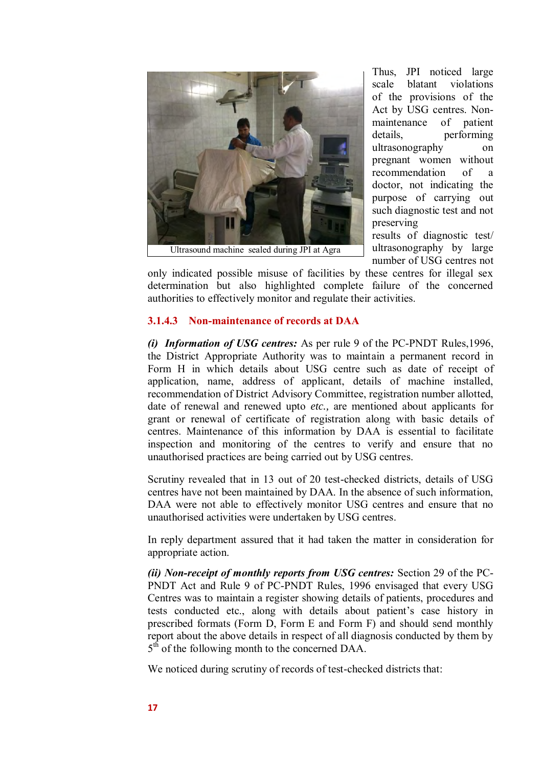Ultrasound machine sealed during JPI at Agra

Thus, JPI noticed large scale blatant violations of the provisions of the Act by USG centres. Non-maintenance of patient details, performing ultrasonography on pregnant women without recommendation of a doctor, not indicating the purpose of carrying out such diagnostic test and not preserving results of diagnostic test/ ultrasonography by large number of USG centres not only indicated possible misuse of facilities by these centres for illegal sex determination but also highlighted complete failure of the concerned authorities to effectively monitor and regulate their activities.

### 3.1.4.3 Non-maintenance of records at DAA

***(i) Information of USG centres:*** As per rule 9 of the PC-PNDT Rules,1996, the District Appropriate Authority was to maintain a permanent record in Form H in which details about USG centre such as date of receipt of application, name, address of applicant, details of machine installed, recommendation of District Advisory Committee, registration number allotted, date of renewal and renewed upto *etc.,* are mentioned about applicants for grant or renewal of certificate of registration along with basic details of centres. Maintenance of this information by DAA is essential to facilitate inspection and monitoring of the centres to verify and ensure that no unauthorised practices are being carried out by USG centres.

Scrutiny revealed that in 13 out of 20 test-checked districts, details of USG centres have not been maintained by DAA. In the absence of such information, DAA were not able to effectively monitor USG centres and ensure that no unauthorised activities were undertaken by USG centres.

In reply department assured that it had taken the matter in consideration for appropriate action.

***(ii) Non-receipt of monthly reports from USG centres:*** Section 29 of the PC-PNDT Act and Rule 9 of PC-PNDT Rules, 1996 envisaged that every USG Centres was to maintain a register showing details of patients, procedures and tests conducted etc., along with details about patient's case history in prescribed formats (Form D, Form E and Form F) and should send monthly report about the above details in respect of all diagnosis conducted by them by 5th of the following month to the concerned DAA.

We noticed during scrutiny of records of test-checked districts that: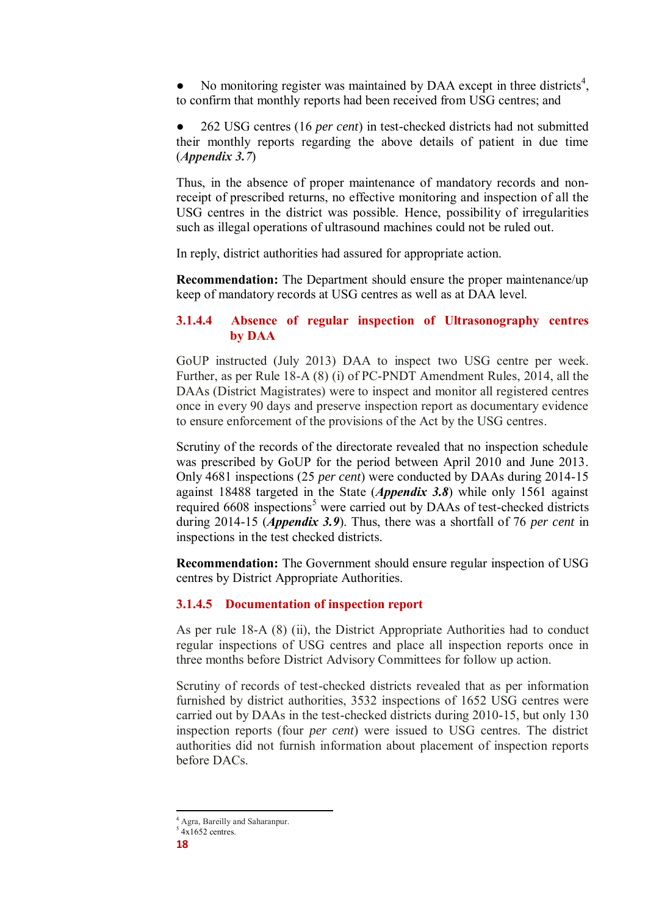- No monitoring register was maintained by DAA except in three districts[4], to confirm that monthly reports had been received from USG centres; and

- 262 USG centres (16 *per cent*) in test-checked districts had not submitted their monthly reports regarding the above details of patient in due time (***Appendix 3.7***)

Thus, in the absence of proper maintenance of mandatory records and non-receipt of prescribed returns, no effective monitoring and inspection of all the USG centres in the district was possible. Hence, possibility of irregularities such as illegal operations of ultrasound machines could not be ruled out.

In reply, district authorities had assured for appropriate action.

**Recommendation:** The Department should ensure the proper maintenance/up keep of mandatory records at USG centres as well as at DAA level.

#### 3.1.4.4 Absence of regular inspection of Ultrasonography centres by DAA

GoUP instructed (July 2013) DAA to inspect two USG centre per week. Further, as per Rule 18-A (8) (i) of PC-PNDT Amendment Rules, 2014, all the DAAs (District Magistrates) were to inspect and monitor all registered centres once in every 90 days and preserve inspection report as documentary evidence to ensure enforcement of the provisions of the Act by the USG centres.

Scrutiny of the records of the directorate revealed that no inspection schedule was prescribed by GoUP for the period between April 2010 and June 2013. Only 4681 inspections (25 *per cent*) were conducted by DAAs during 2014-15 against 18488 targeted in the State (***Appendix 3.8***) while only 1561 against required 6608 inspections[5] were carried out by DAAs of test-checked districts during 2014-15 (***Appendix 3.9***). Thus, there was a shortfall of 76 *per cent* in inspections in the test checked districts.

**Recommendation:** The Government should ensure regular inspection of USG centres by District Appropriate Authorities.

#### 3.1.4.5 Documentation of inspection report

As per rule 18-A (8) (ii), the District Appropriate Authorities had to conduct regular inspections of USG centres and place all inspection reports once in three months before District Advisory Committees for follow up action.

Scrutiny of records of test-checked districts revealed that as per information furnished by district authorities, 3532 inspections of 1652 USG centres were carried out by DAAs in the test-checked districts during 2010-15, but only 130 inspection reports (four *per cent*) were issued to USG centres. The district authorities did not furnish information about placement of inspection reports before DACs.

---

[4] Agra, Bareilly and Saharanpur.

[5] 4x1652 centres.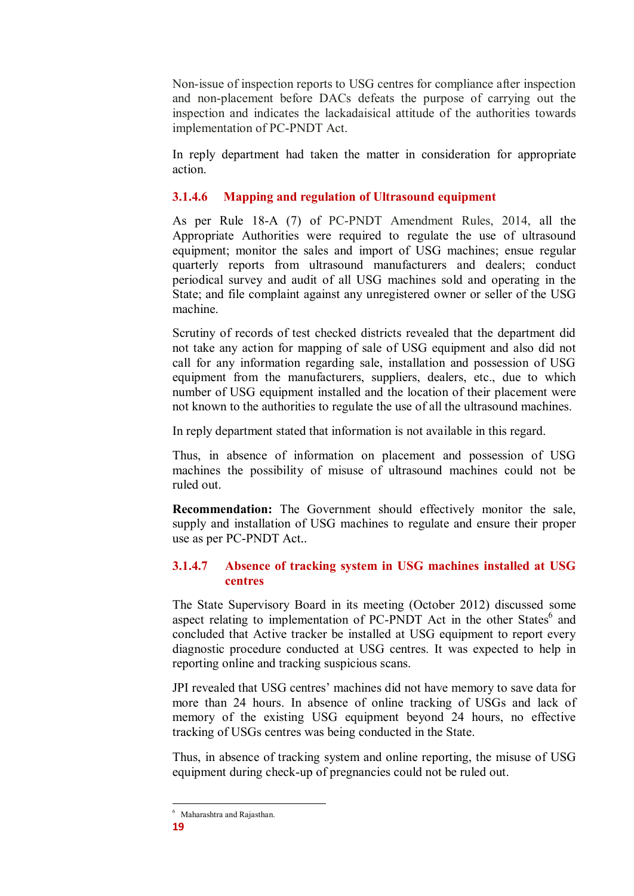Non-issue of inspection reports to USG centres for compliance after inspection and non-placement before DACs defeats the purpose of carrying out the inspection and indicates the lackadaisical attitude of the authorities towards implementation of PC-PNDT Act.

In reply department had taken the matter in consideration for appropriate action.

### 3.1.4.6 Mapping and regulation of Ultrasound equipment

As per Rule 18-A (7) of PC-PNDT Amendment Rules, 2014, all the Appropriate Authorities were required to regulate the use of ultrasound equipment; monitor the sales and import of USG machines; ensue regular quarterly reports from ultrasound manufacturers and dealers; conduct periodical survey and audit of all USG machines sold and operating in the State; and file complaint against any unregistered owner or seller of the USG machine.

Scrutiny of records of test checked districts revealed that the department did not take any action for mapping of sale of USG equipment and also did not call for any information regarding sale, installation and possession of USG equipment from the manufacturers, suppliers, dealers, etc., due to which number of USG equipment installed and the location of their placement were not known to the authorities to regulate the use of all the ultrasound machines.

In reply department stated that information is not available in this regard.

Thus, in absence of information on placement and possession of USG machines the possibility of misuse of ultrasound machines could not be ruled out.

**Recommendation:** The Government should effectively monitor the sale, supply and installation of USG machines to regulate and ensure their proper use as per PC-PNDT Act..

### 3.1.4.7 Absence of tracking system in USG machines installed at USG centres

The State Supervisory Board in its meeting (October 2012) discussed some aspect relating to implementation of PC-PNDT Act in the other States[6] and concluded that Active tracker be installed at USG equipment to report every diagnostic procedure conducted at USG centres. It was expected to help in reporting online and tracking suspicious scans.

JPI revealed that USG centres' machines did not have memory to save data for more than 24 hours. In absence of online tracking of USGs and lack of memory of the existing USG equipment beyond 24 hours, no effective tracking of USGs centres was being conducted in the State.

Thus, in absence of tracking system and online reporting, the misuse of USG equipment during check-up of pregnancies could not be ruled out.

---

[6] Maharashtra and Rajasthan.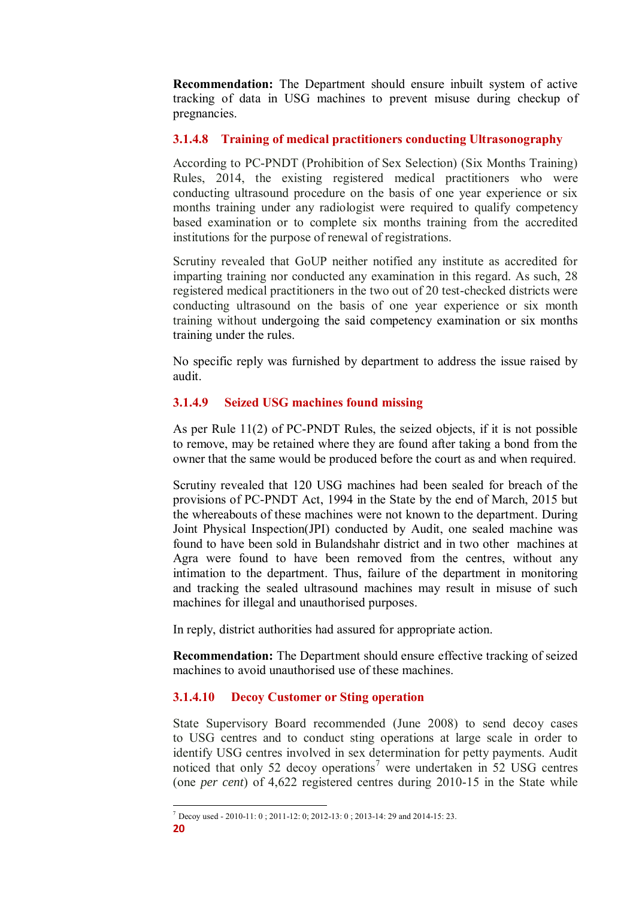**Recommendation:** The Department should ensure inbuilt system of active tracking of data in USG machines to prevent misuse during checkup of pregnancies.

### 3.1.4.8 Training of medical practitioners conducting Ultrasonography

According to PC-PNDT (Prohibition of Sex Selection) (Six Months Training) Rules, 2014, the existing registered medical practitioners who were conducting ultrasound procedure on the basis of one year experience or six months training under any radiologist were required to qualify competency based examination or to complete six months training from the accredited institutions for the purpose of renewal of registrations.

Scrutiny revealed that GoUP neither notified any institute as accredited for imparting training nor conducted any examination in this regard. As such, 28 registered medical practitioners in the two out of 20 test-checked districts were conducting ultrasound on the basis of one year experience or six month training without undergoing the said competency examination or six months training under the rules.

No specific reply was furnished by department to address the issue raised by audit.

### 3.1.4.9 Seized USG machines found missing

As per Rule 11(2) of PC-PNDT Rules, the seized objects, if it is not possible to remove, may be retained where they are found after taking a bond from the owner that the same would be produced before the court as and when required.

Scrutiny revealed that 120 USG machines had been sealed for breach of the provisions of PC-PNDT Act, 1994 in the State by the end of March, 2015 but the whereabouts of these machines were not known to the department. During Joint Physical Inspection(JPI) conducted by Audit, one sealed machine was found to have been sold in Bulandshahr district and in two other machines at Agra were found to have been removed from the centres, without any intimation to the department. Thus, failure of the department in monitoring and tracking the sealed ultrasound machines may result in misuse of such machines for illegal and unauthorised purposes.

In reply, district authorities had assured for appropriate action.

**Recommendation:** The Department should ensure effective tracking of seized machines to avoid unauthorised use of these machines.

### 3.1.4.10 Decoy Customer or Sting operation

State Supervisory Board recommended (June 2008) to send decoy cases to USG centres and to conduct sting operations at large scale in order to identify USG centres involved in sex determination for petty payments. Audit noticed that only 52 decoy operations[7] were undertaken in 52 USG centres (one *per cent*) of 4,622 registered centres during 2010-15 in the State while

[7] Decoy used - 2010-11: 0 ; 2011-12: 0; 2012-13: 0 ; 2013-14: 29 and 2014-15: 23.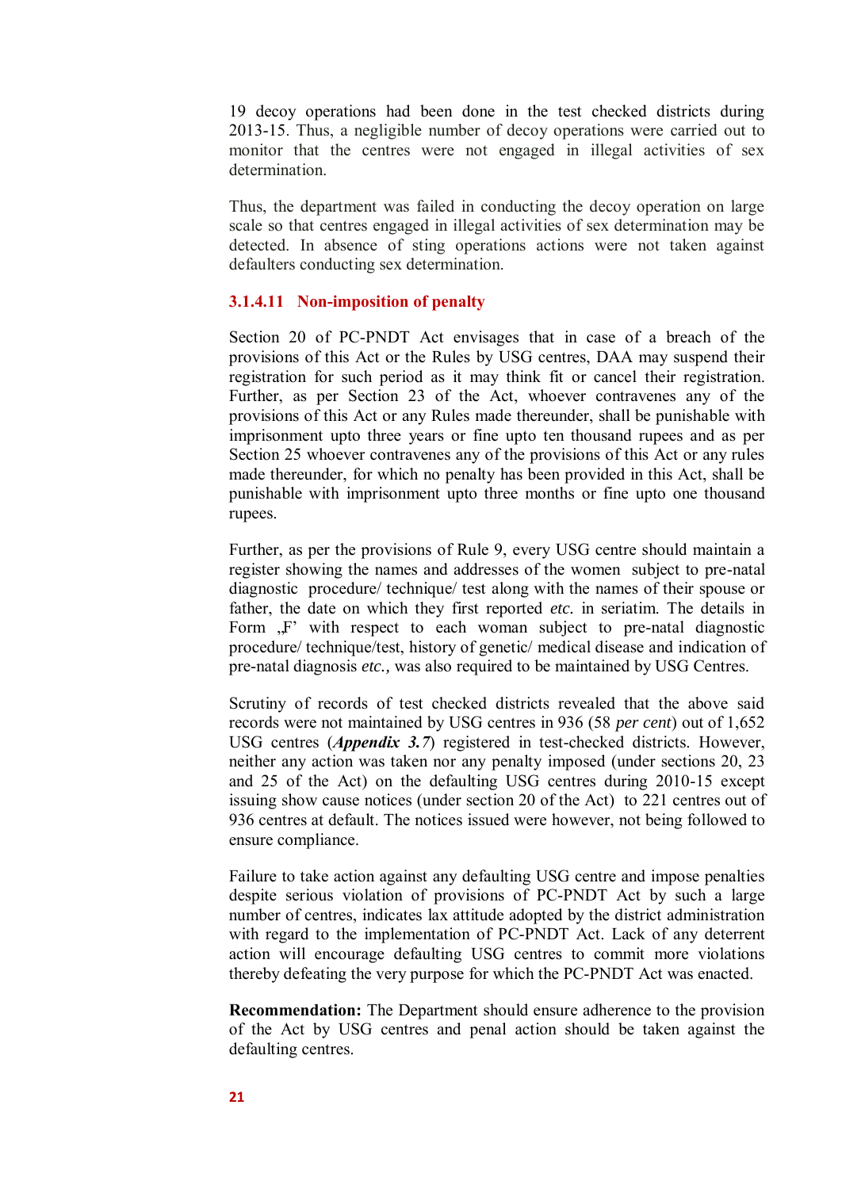19 decoy operations had been done in the test checked districts during 2013-15. Thus, a negligible number of decoy operations were carried out to monitor that the centres were not engaged in illegal activities of sex determination.

Thus, the department was failed in conducting the decoy operation on large scale so that centres engaged in illegal activities of sex determination may be detected. In absence of sting operations actions were not taken against defaulters conducting sex determination.

### 3.1.4.11 Non-imposition of penalty

Section 20 of PC-PNDT Act envisages that in case of a breach of the provisions of this Act or the Rules by USG centres, DAA may suspend their registration for such period as it may think fit or cancel their registration. Further, as per Section 23 of the Act, whoever contravenes any of the provisions of this Act or any Rules made thereunder, shall be punishable with imprisonment upto three years or fine upto ten thousand rupees and as per Section 25 whoever contravenes any of the provisions of this Act or any rules made thereunder, for which no penalty has been provided in this Act, shall be punishable with imprisonment upto three months or fine upto one thousand rupees.

Further, as per the provisions of Rule 9, every USG centre should maintain a register showing the names and addresses of the women subject to pre-natal diagnostic procedure/ technique/ test along with the names of their spouse or father, the date on which they first reported *etc.* in seriatim. The details in Form „F' with respect to each woman subject to pre-natal diagnostic procedure/ technique/test, history of genetic/ medical disease and indication of pre-natal diagnosis *etc.,* was also required to be maintained by USG Centres.

Scrutiny of records of test checked districts revealed that the above said records were not maintained by USG centres in 936 (58 *per cent*) out of 1,652 USG centres (***Appendix 3.7***) registered in test-checked districts. However, neither any action was taken nor any penalty imposed (under sections 20, 23 and 25 of the Act) on the defaulting USG centres during 2010-15 except issuing show cause notices (under section 20 of the Act) to 221 centres out of 936 centres at default. The notices issued were however, not being followed to ensure compliance.

Failure to take action against any defaulting USG centre and impose penalties despite serious violation of provisions of PC-PNDT Act by such a large number of centres, indicates lax attitude adopted by the district administration with regard to the implementation of PC-PNDT Act. Lack of any deterrent action will encourage defaulting USG centres to commit more violations thereby defeating the very purpose for which the PC-PNDT Act was enacted.

**Recommendation:** The Department should ensure adherence to the provision of the Act by USG centres and penal action should be taken against the defaulting centres.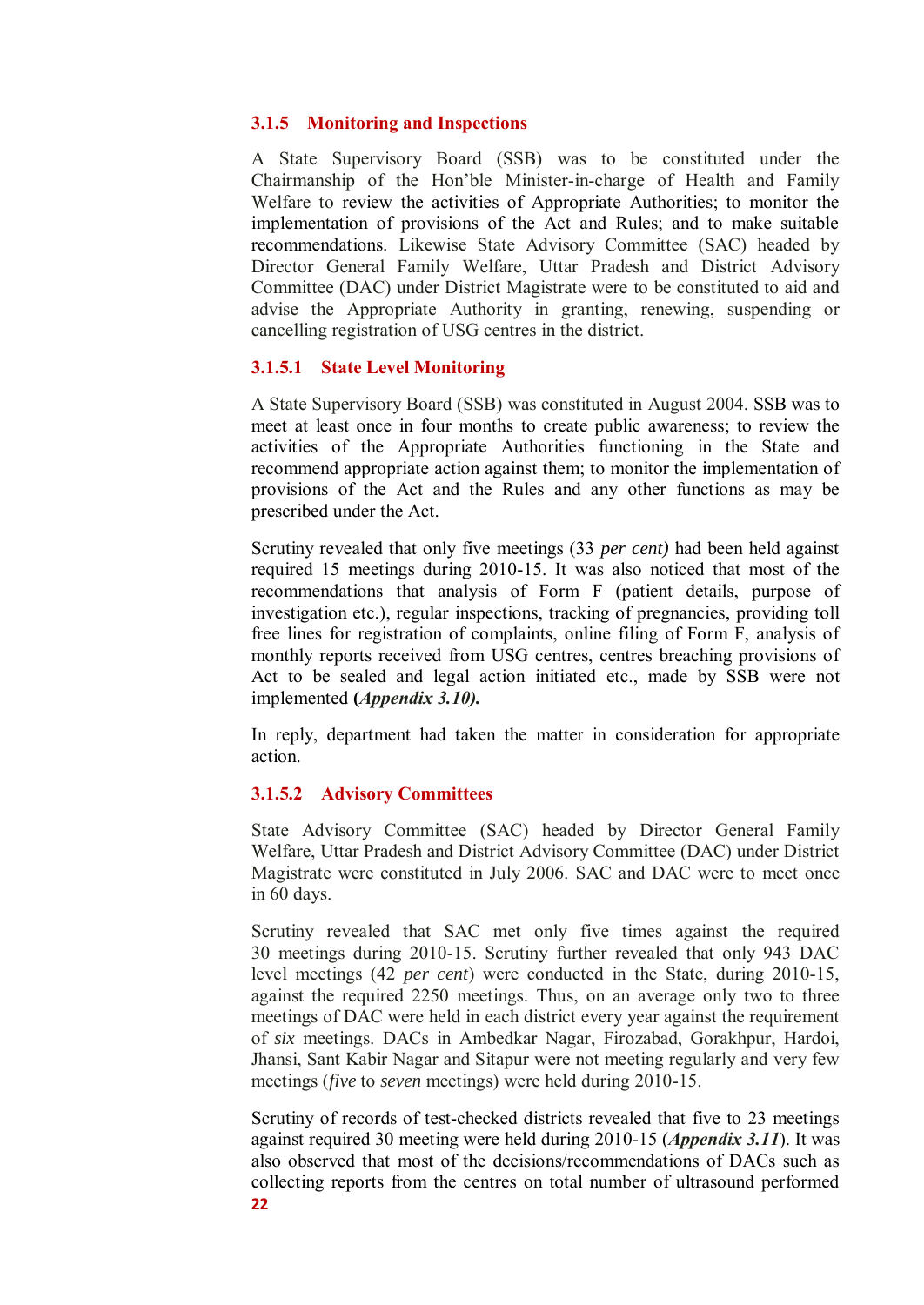### 3.1.5 Monitoring and Inspections

A State Supervisory Board (SSB) was to be constituted under the Chairmanship of the Hon'ble Minister-in-charge of Health and Family Welfare to review the activities of Appropriate Authorities; to monitor the implementation of provisions of the Act and Rules; and to make suitable recommendations. Likewise State Advisory Committee (SAC) headed by Director General Family Welfare, Uttar Pradesh and District Advisory Committee (DAC) under District Magistrate were to be constituted to aid and advise the Appropriate Authority in granting, renewing, suspending or cancelling registration of USG centres in the district.

#### 3.1.5.1 State Level Monitoring

A State Supervisory Board (SSB) was constituted in August 2004. SSB was to meet at least once in four months to create public awareness; to review the activities of the Appropriate Authorities functioning in the State and recommend appropriate action against them; to monitor the implementation of provisions of the Act and the Rules and any other functions as may be prescribed under the Act.

Scrutiny revealed that only five meetings (33 *per cent)* had been held against required 15 meetings during 2010-15. It was also noticed that most of the recommendations that analysis of Form F (patient details, purpose of investigation etc.), regular inspections, tracking of pregnancies, providing toll free lines for registration of complaints, online filing of Form F, analysis of monthly reports received from USG centres, centres breaching provisions of Act to be sealed and legal action initiated etc., made by SSB were not implemented **(*Appendix 3.10*).**

In reply, department had taken the matter in consideration for appropriate action.

#### 3.1.5.2 Advisory Committees

State Advisory Committee (SAC) headed by Director General Family Welfare, Uttar Pradesh and District Advisory Committee (DAC) under District Magistrate were constituted in July 2006. SAC and DAC were to meet once in 60 days.

Scrutiny revealed that SAC met only five times against the required 30 meetings during 2010-15. Scrutiny further revealed that only 943 DAC level meetings (42 *per cent*) were conducted in the State, during 2010-15, against the required 2250 meetings. Thus, on an average only two to three meetings of DAC were held in each district every year against the requirement of *six* meetings. DACs in Ambedkar Nagar, Firozabad, Gorakhpur, Hardoi, Jhansi, Sant Kabir Nagar and Sitapur were not meeting regularly and very few meetings (*five* to *seven* meetings) were held during 2010-15.

Scrutiny of records of test-checked districts revealed that five to 23 meetings against required 30 meeting were held during 2010-15 (***Appendix 3.11***). It was also observed that most of the decisions/recommendations of DACs such as collecting reports from the centres on total number of ultrasound performed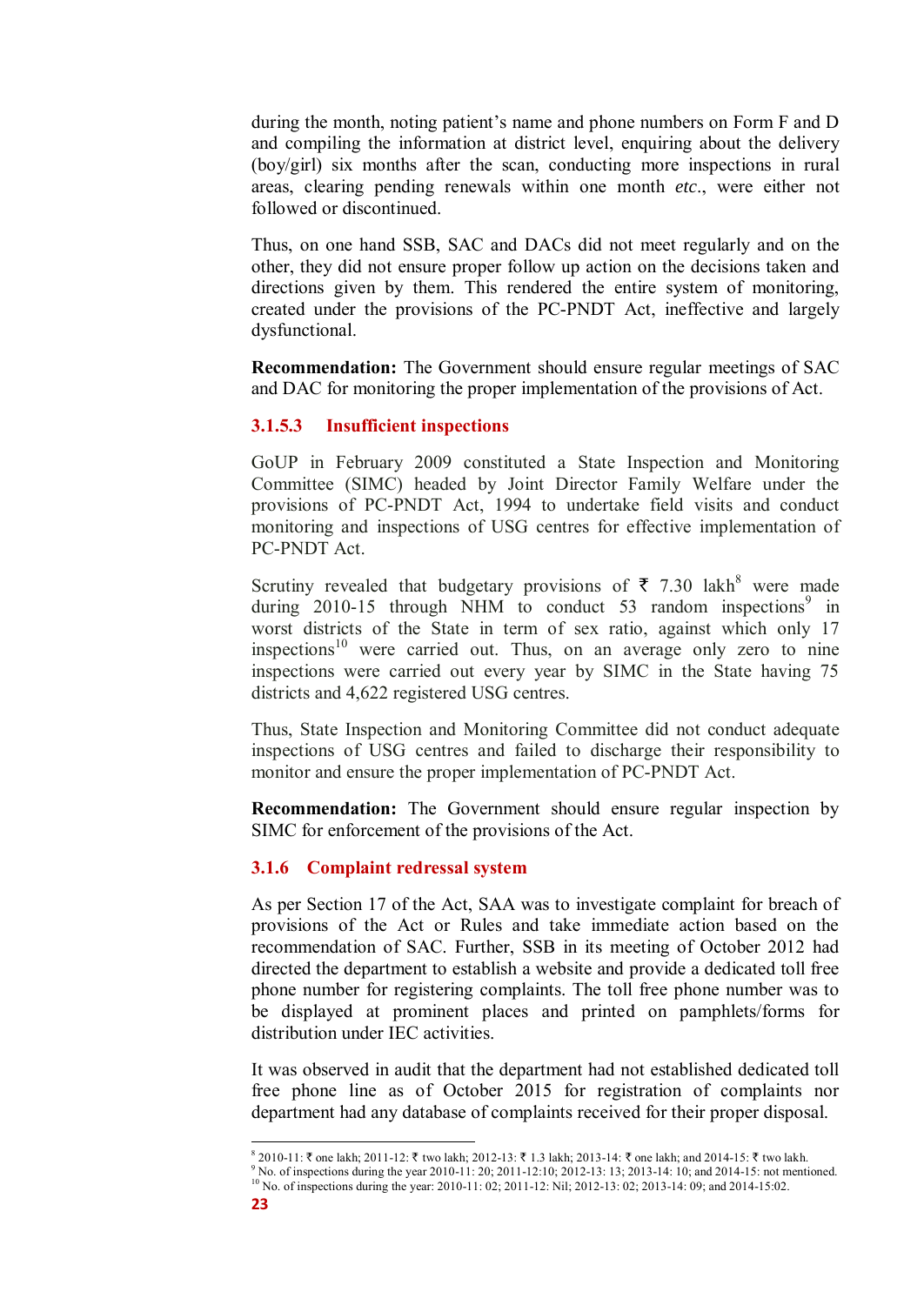during the month, noting patient's name and phone numbers on Form F and D and compiling the information at district level, enquiring about the delivery (boy/girl) six months after the scan, conducting more inspections in rural areas, clearing pending renewals within one month *etc*., were either not followed or discontinued.

Thus, on one hand SSB, SAC and DACs did not meet regularly and on the other, they did not ensure proper follow up action on the decisions taken and directions given by them. This rendered the entire system of monitoring, created under the provisions of the PC-PNDT Act, ineffective and largely dysfunctional.

**Recommendation:** The Government should ensure regular meetings of SAC and DAC for monitoring the proper implementation of the provisions of Act.

### 3.1.5.3 Insufficient inspections

GoUP in February 2009 constituted a State Inspection and Monitoring Committee (SIMC) headed by Joint Director Family Welfare under the provisions of PC-PNDT Act, 1994 to undertake field visits and conduct monitoring and inspections of USG centres for effective implementation of PC-PNDT Act.

Scrutiny revealed that budgetary provisions of ₹ 7.30 lakh[8] were made during 2010-15 through NHM to conduct 53 random inspections[9] in worst districts of the State in term of sex ratio, against which only 17 inspections[10] were carried out. Thus, on an average only zero to nine inspections were carried out every year by SIMC in the State having 75 districts and 4,622 registered USG centres.

Thus, State Inspection and Monitoring Committee did not conduct adequate inspections of USG centres and failed to discharge their responsibility to monitor and ensure the proper implementation of PC-PNDT Act.

**Recommendation:** The Government should ensure regular inspection by SIMC for enforcement of the provisions of the Act.

## 3.1.6 Complaint redressal system

As per Section 17 of the Act, SAA was to investigate complaint for breach of provisions of the Act or Rules and take immediate action based on the recommendation of SAC. Further, SSB in its meeting of October 2012 had directed the department to establish a website and provide a dedicated toll free phone number for registering complaints. The toll free phone number was to be displayed at prominent places and printed on pamphlets/forms for distribution under IEC activities.

It was observed in audit that the department had not established dedicated toll free phone line as of October 2015 for registration of complaints nor department had any database of complaints received for their proper disposal.

---

[8] 2010-11: ₹ one lakh; 2011-12: ₹ two lakh; 2012-13: ₹ 1.3 lakh; 2013-14: ₹ one lakh; and 2014-15: ₹ two lakh.

[9] No. of inspections during the year 2010-11: 20; 2011-12:10; 2012-13: 13; 2013-14: 10; and 2014-15: not mentioned.

[10] No. of inspections during the year: 2010-11: 02; 2011-12: Nil; 2012-13: 02; 2013-14: 09; and 2014-15:02.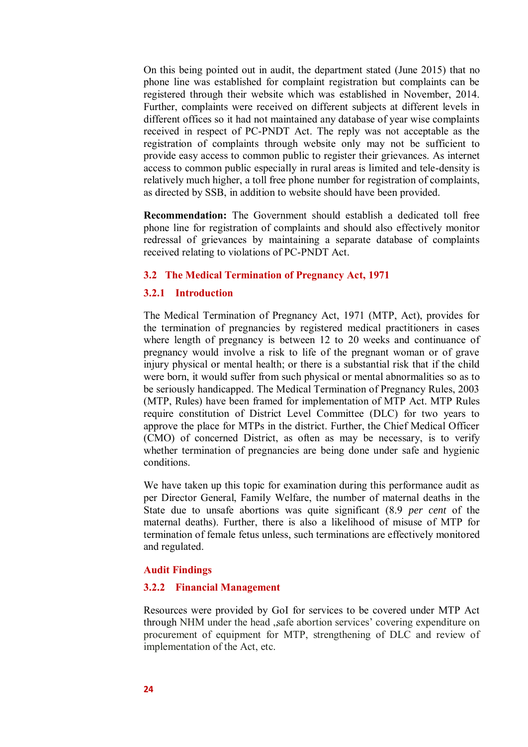On this being pointed out in audit, the department stated (June 2015) that no phone line was established for complaint registration but complaints can be registered through their website which was established in November, 2014. Further, complaints were received on different subjects at different levels in different offices so it had not maintained any database of year wise complaints received in respect of PC-PNDT Act. The reply was not acceptable as the registration of complaints through website only may not be sufficient to provide easy access to common public to register their grievances. As internet access to common public especially in rural areas is limited and tele-density is relatively much higher, a toll free phone number for registration of complaints, as directed by SSB, in addition to website should have been provided.

**Recommendation:** The Government should establish a dedicated toll free phone line for registration of complaints and should also effectively monitor redressal of grievances by maintaining a separate database of complaints received relating to violations of PC-PNDT Act.

## 3.2 The Medical Termination of Pregnancy Act, 1971

### 3.2.1 Introduction

The Medical Termination of Pregnancy Act, 1971 (MTP, Act), provides for the termination of pregnancies by registered medical practitioners in cases where length of pregnancy is between 12 to 20 weeks and continuance of pregnancy would involve a risk to life of the pregnant woman or of grave injury physical or mental health; or there is a substantial risk that if the child were born, it would suffer from such physical or mental abnormalities so as to be seriously handicapped. The Medical Termination of Pregnancy Rules, 2003 (MTP, Rules) have been framed for implementation of MTP Act. MTP Rules require constitution of District Level Committee (DLC) for two years to approve the place for MTPs in the district. Further, the Chief Medical Officer (CMO) of concerned District, as often as may be necessary, is to verify whether termination of pregnancies are being done under safe and hygienic conditions.

We have taken up this topic for examination during this performance audit as per Director General, Family Welfare, the number of maternal deaths in the State due to unsafe abortions was quite significant (8.9 *per cent* of the maternal deaths). Further, there is also a likelihood of misuse of MTP for termination of female fetus unless, such terminations are effectively monitored and regulated.

### Audit Findings

### 3.2.2 Financial Management

Resources were provided by GoI for services to be covered under MTP Act through NHM under the head „safe abortion services' covering expenditure on procurement of equipment for MTP, strengthening of DLC and review of implementation of the Act, etc.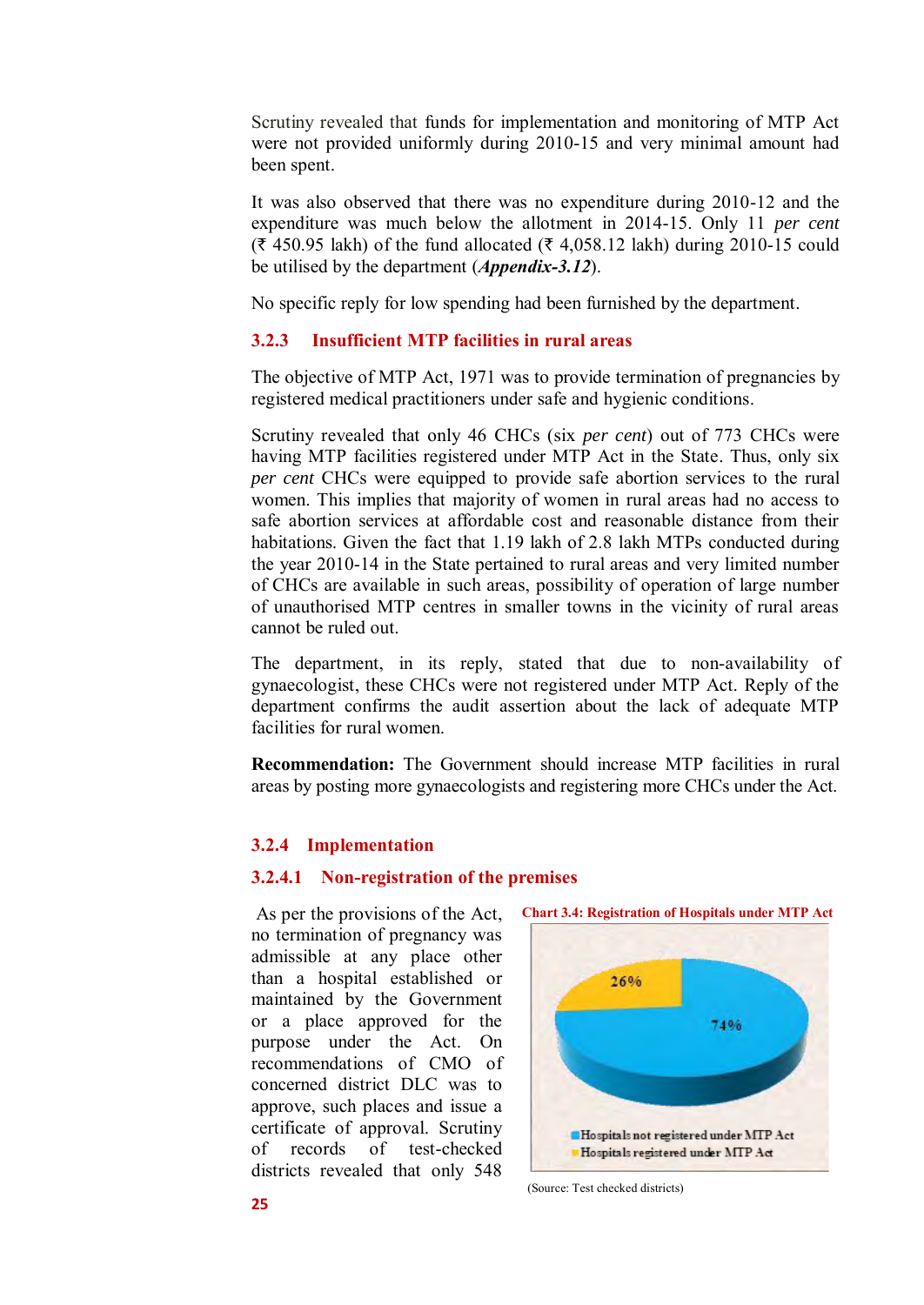Scrutiny revealed that funds for implementation and monitoring of MTP Act were not provided uniformly during 2010-15 and very minimal amount had been spent.

It was also observed that there was no expenditure during 2010-12 and the expenditure was much below the allotment in 2014-15. Only 11 *per cent* (₹ 450.95 lakh) of the fund allocated (₹ 4,058.12 lakh) during 2010-15 could be utilised by the department (***Appendix-3.12***).

No specific reply for low spending had been furnished by the department.

### 3.2.3 Insufficient MTP facilities in rural areas

The objective of MTP Act, 1971 was to provide termination of pregnancies by registered medical practitioners under safe and hygienic conditions.

Scrutiny revealed that only 46 CHCs (six *per cent*) out of 773 CHCs were having MTP facilities registered under MTP Act in the State. Thus, only six *per cent* CHCs were equipped to provide safe abortion services to the rural women. This implies that majority of women in rural areas had no access to safe abortion services at affordable cost and reasonable distance from their habitations. Given the fact that 1.19 lakh of 2.8 lakh MTPs conducted during the year 2010-14 in the State pertained to rural areas and very limited number of CHCs are available in such areas, possibility of operation of large number of unauthorised MTP centres in smaller towns in the vicinity of rural areas cannot be ruled out.

The department, in its reply, stated that due to non-availability of gynaecologist, these CHCs were not registered under MTP Act. Reply of the department confirms the audit assertion about the lack of adequate MTP facilities for rural women.

**Recommendation:** The Government should increase MTP facilities in rural areas by posting more gynaecologists and registering more CHCs under the Act.

### 3.2.4 Implementation

#### 3.2.4.1 Non-registration of the premises

**Chart 3.4: Registration of Hospitals under MTP Act**

| Category | Share |
|---|---|
| Hospitals not registered under MTP Act | 74% |
| Hospitals registered under MTP Act | 26% |

(Source: Test checked districts)

As per the provisions of the Act, no termination of pregnancy was admissible at any place other than a hospital established or maintained by the Government or a place approved for the purpose under the Act. On recommendations of CMO of concerned district DLC was to approve, such places and issue a certificate of approval. Scrutiny of records of test-checked districts revealed that only 548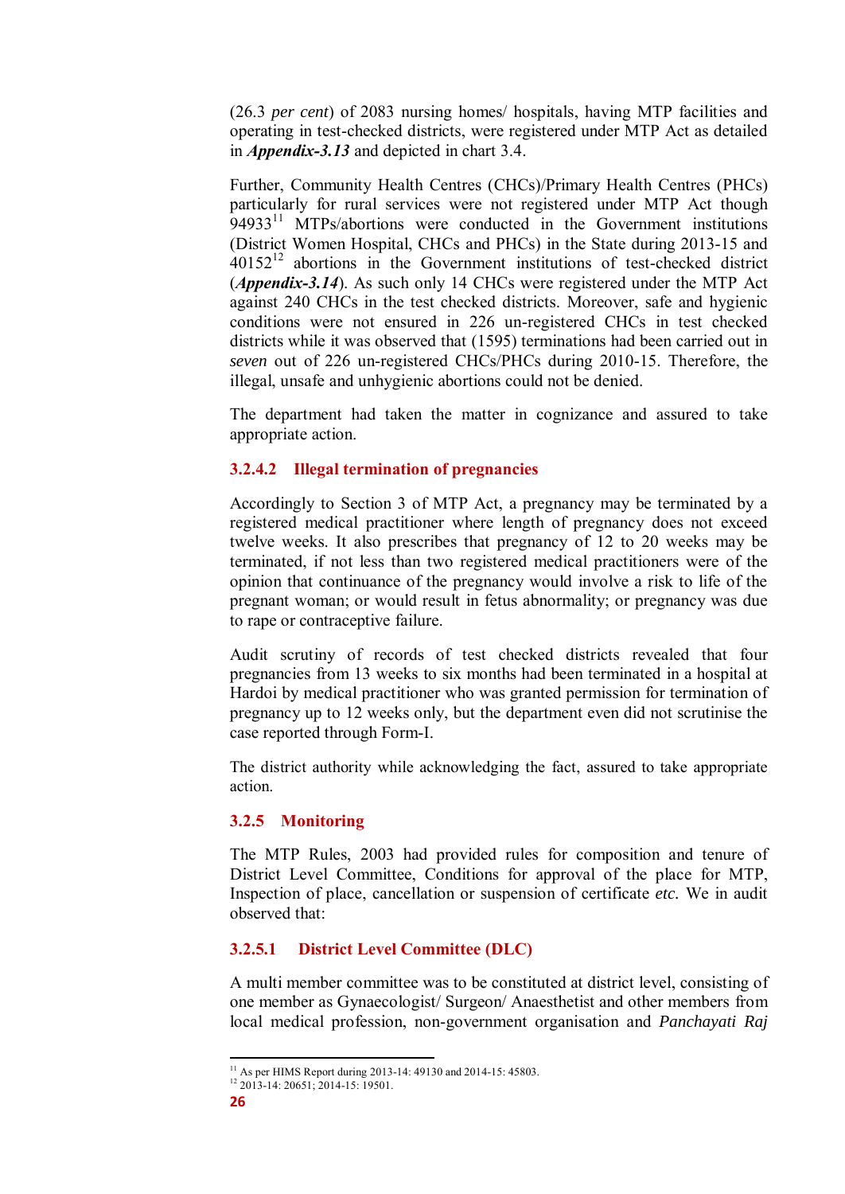(26.3 *per cent*) of 2083 nursing homes/ hospitals, having MTP facilities and operating in test-checked districts, were registered under MTP Act as detailed in ***Appendix-3.13*** and depicted in chart 3.4.

Further, Community Health Centres (CHCs)/Primary Health Centres (PHCs) particularly for rural services were not registered under MTP Act though 94933[11] MTPs/abortions were conducted in the Government institutions (District Women Hospital, CHCs and PHCs) in the State during 2013-15 and 40152[12] abortions in the Government institutions of test-checked district (***Appendix-3.14***). As such only 14 CHCs were registered under the MTP Act against 240 CHCs in the test checked districts. Moreover, safe and hygienic conditions were not ensured in 226 un-registered CHCs in test checked districts while it was observed that (1595) terminations had been carried out in *seven* out of 226 un-registered CHCs/PHCs during 2010-15. Therefore, the illegal, unsafe and unhygienic abortions could not be denied.

The department had taken the matter in cognizance and assured to take appropriate action.

#### 3.2.4.2 Illegal termination of pregnancies

Accordingly to Section 3 of MTP Act, a pregnancy may be terminated by a registered medical practitioner where length of pregnancy does not exceed twelve weeks. It also prescribes that pregnancy of 12 to 20 weeks may be terminated, if not less than two registered medical practitioners were of the opinion that continuance of the pregnancy would involve a risk to life of the pregnant woman; or would result in fetus abnormality; or pregnancy was due to rape or contraceptive failure.

Audit scrutiny of records of test checked districts revealed that four pregnancies from 13 weeks to six months had been terminated in a hospital at Hardoi by medical practitioner who was granted permission for termination of pregnancy up to 12 weeks only, but the department even did not scrutinise the case reported through Form-I.

The district authority while acknowledging the fact, assured to take appropriate action.

### 3.2.5 Monitoring

The MTP Rules, 2003 had provided rules for composition and tenure of District Level Committee, Conditions for approval of the place for MTP, Inspection of place, cancellation or suspension of certificate *etc.* We in audit observed that:

#### 3.2.5.1 District Level Committee (DLC)

A multi member committee was to be constituted at district level, consisting of one member as Gynaecologist/ Surgeon/ Anaesthetist and other members from local medical profession, non-government organisation and *Panchayati Raj*

---

[11] As per HIMS Report during 2013-14: 49130 and 2014-15: 45803.

[12] 2013-14: 20651; 2014-15: 19501.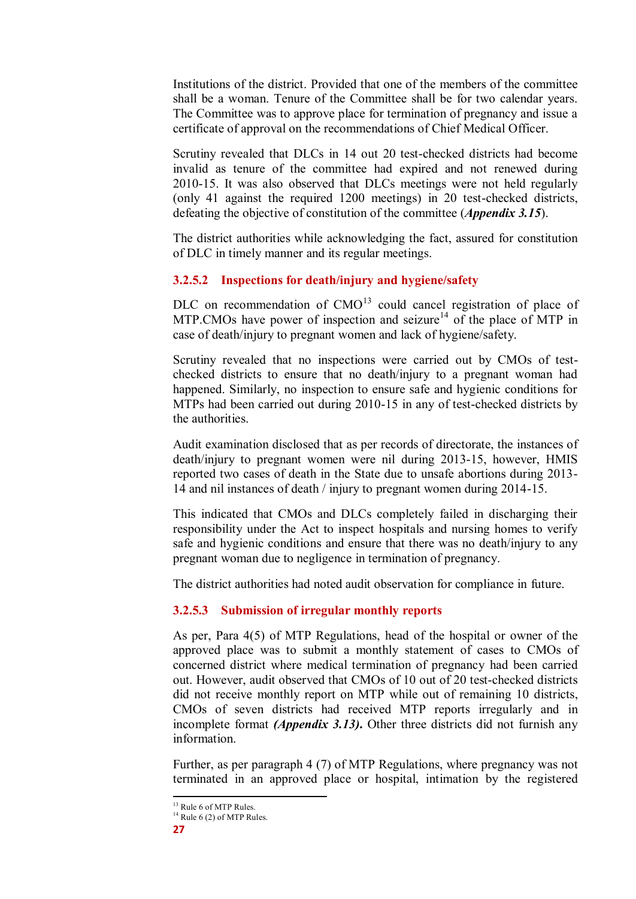Institutions of the district. Provided that one of the members of the committee shall be a woman. Tenure of the Committee shall be for two calendar years. The Committee was to approve place for termination of pregnancy and issue a certificate of approval on the recommendations of Chief Medical Officer.

Scrutiny revealed that DLCs in 14 out 20 test-checked districts had become invalid as tenure of the committee had expired and not renewed during 2010-15. It was also observed that DLCs meetings were not held regularly (only 41 against the required 1200 meetings) in 20 test-checked districts, defeating the objective of constitution of the committee (***Appendix 3.15***).

The district authorities while acknowledging the fact, assured for constitution of DLC in timely manner and its regular meetings.

#### 3.2.5.2 Inspections for death/injury and hygiene/safety

DLC on recommendation of CMO[13] could cancel registration of place of MTP.CMOs have power of inspection and seizure[14] of the place of MTP in case of death/injury to pregnant women and lack of hygiene/safety.

Scrutiny revealed that no inspections were carried out by CMOs of test-checked districts to ensure that no death/injury to a pregnant woman had happened. Similarly, no inspection to ensure safe and hygienic conditions for MTPs had been carried out during 2010-15 in any of test-checked districts by the authorities.

Audit examination disclosed that as per records of directorate, the instances of death/injury to pregnant women were nil during 2013-15, however, HMIS reported two cases of death in the State due to unsafe abortions during 2013-14 and nil instances of death / injury to pregnant women during 2014-15.

This indicated that CMOs and DLCs completely failed in discharging their responsibility under the Act to inspect hospitals and nursing homes to verify safe and hygienic conditions and ensure that there was no death/injury to any pregnant woman due to negligence in termination of pregnancy.

The district authorities had noted audit observation for compliance in future.

#### 3.2.5.3 Submission of irregular monthly reports

As per, Para 4(5) of MTP Regulations, head of the hospital or owner of the approved place was to submit a monthly statement of cases to CMOs of concerned district where medical termination of pregnancy had been carried out. However, audit observed that CMOs of 10 out of 20 test-checked districts did not receive monthly report on MTP while out of remaining 10 districts, CMOs of seven districts had received MTP reports irregularly and in incomplete format ***(Appendix 3.13)***. Other three districts did not furnish any information.

Further, as per paragraph 4 (7) of MTP Regulations, where pregnancy was not terminated in an approved place or hospital, intimation by the registered

---

[13] Rule 6 of MTP Rules.

[14] Rule 6 (2) of MTP Rules.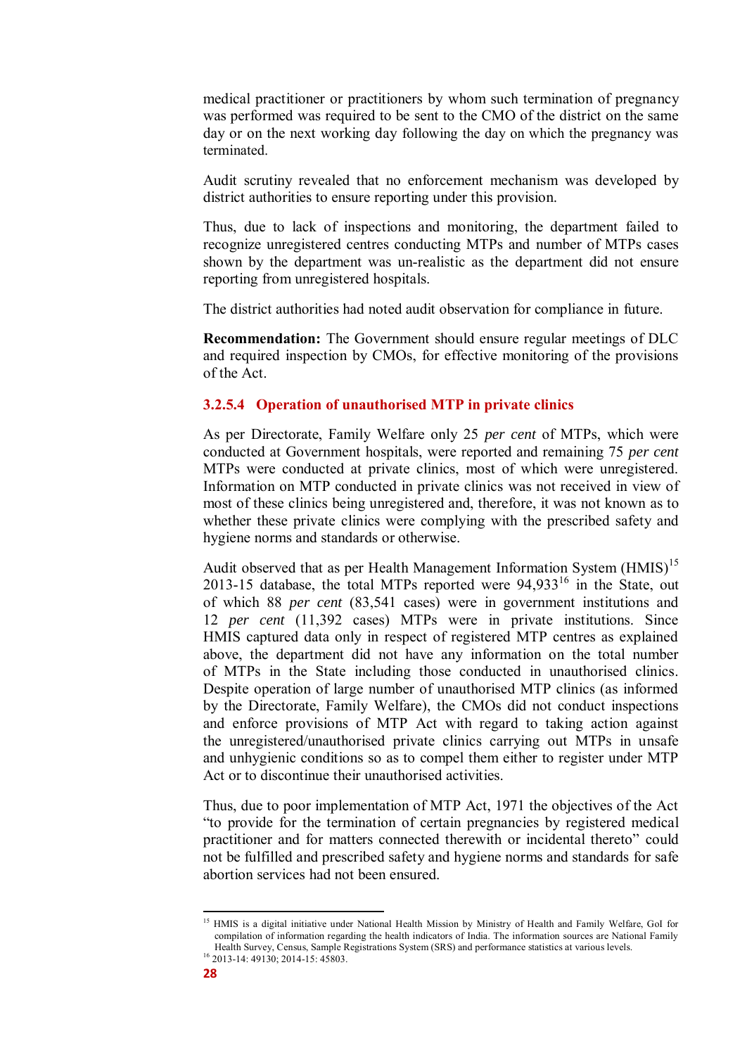medical practitioner or practitioners by whom such termination of pregnancy was performed was required to be sent to the CMO of the district on the same day or on the next working day following the day on which the pregnancy was terminated.

Audit scrutiny revealed that no enforcement mechanism was developed by district authorities to ensure reporting under this provision.

Thus, due to lack of inspections and monitoring, the department failed to recognize unregistered centres conducting MTPs and number of MTPs cases shown by the department was un-realistic as the department did not ensure reporting from unregistered hospitals.

The district authorities had noted audit observation for compliance in future.

**Recommendation:** The Government should ensure regular meetings of DLC and required inspection by CMOs, for effective monitoring of the provisions of the Act.

#### 3.2.5.4 Operation of unauthorised MTP in private clinics

As per Directorate, Family Welfare only 25 *per cent* of MTPs, which were conducted at Government hospitals, were reported and remaining 75 *per cent* MTPs were conducted at private clinics, most of which were unregistered. Information on MTP conducted in private clinics was not received in view of most of these clinics being unregistered and, therefore, it was not known as to whether these private clinics were complying with the prescribed safety and hygiene norms and standards or otherwise.

Audit observed that as per Health Management Information System (HMIS)[15] 2013-15 database, the total MTPs reported were 94,933[16] in the State, out of which 88 *per cent* (83,541 cases) were in government institutions and 12 *per cent* (11,392 cases) MTPs were in private institutions. Since HMIS captured data only in respect of registered MTP centres as explained above, the department did not have any information on the total number of MTPs in the State including those conducted in unauthorised clinics. Despite operation of large number of unauthorised MTP clinics (as informed by the Directorate, Family Welfare), the CMOs did not conduct inspections and enforce provisions of MTP Act with regard to taking action against the unregistered/unauthorised private clinics carrying out MTPs in unsafe and unhygienic conditions so as to compel them either to register under MTP Act or to discontinue their unauthorised activities.

Thus, due to poor implementation of MTP Act, 1971 the objectives of the Act "to provide for the termination of certain pregnancies by registered medical practitioner and for matters connected therewith or incidental thereto" could not be fulfilled and prescribed safety and hygiene norms and standards for safe abortion services had not been ensured.

---

[15] HMIS is a digital initiative under National Health Mission by Ministry of Health and Family Welfare, GoI for compilation of information regarding the health indicators of India. The information sources are National Family Health Survey, Census, Sample Registrations System (SRS) and performance statistics at various levels.

[16] 2013-14: 49130; 2014-15: 45803.